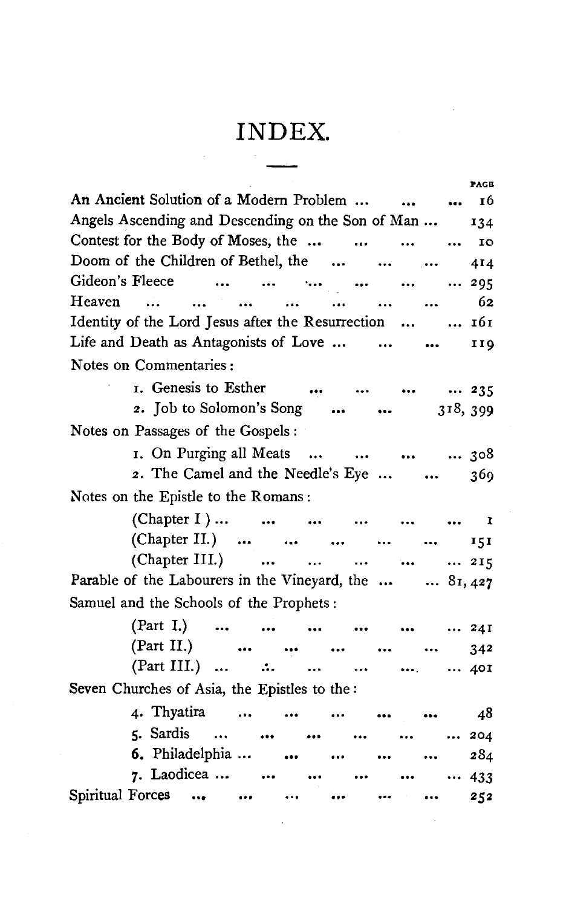# INDEX.

| | PAGE |
|---|---|
| An Ancient Solution of a Modern Problem ... | 16 |
| Angels Ascending and Descending on the Son of Man ... | 134 |
| Contest for the Body of Moses, the ... | 10 |
| Doom of the Children of Bethel, the ... | 414 |
| Gideon's Fleece ... | 295 |
| Heaven ... | 62 |
| Identity of the Lord Jesus after the Resurrection ... | 161 |
| Life and Death as Antagonists of Love ... | 119 |
| Notes on Commentaries: | |
| 1. Genesis to Esther ... | 235 |
| 2. Job to Solomon's Song ... | 318, 399 |
| Notes on Passages of the Gospels: | |
| 1. On Purging all Meats ... | 308 |
| 2. The Camel and the Needle's Eye ... | 369 |
| Notes on the Epistle to the Romans: | |
| (Chapter I) ... | 1 |
| (Chapter II.) ... | 151 |
| (Chapter III.) ... | 215 |
| Parable of the Labourers in the Vineyard, the ... | 81, 427 |
| Samuel and the Schools of the Prophets: | |
| (Part I.) ... | 241 |
| (Part II.) ... | 342 |
| (Part III.) ... | 401 |
| Seven Churches of Asia, the Epistles to the: | |
| 4. Thyatira ... | 48 |
| 5. Sardis ... | 204 |
| 6. Philadelphia ... | 284 |
| 7. Laodicea ... | 433 |
| Spiritual Forces ... | 252 |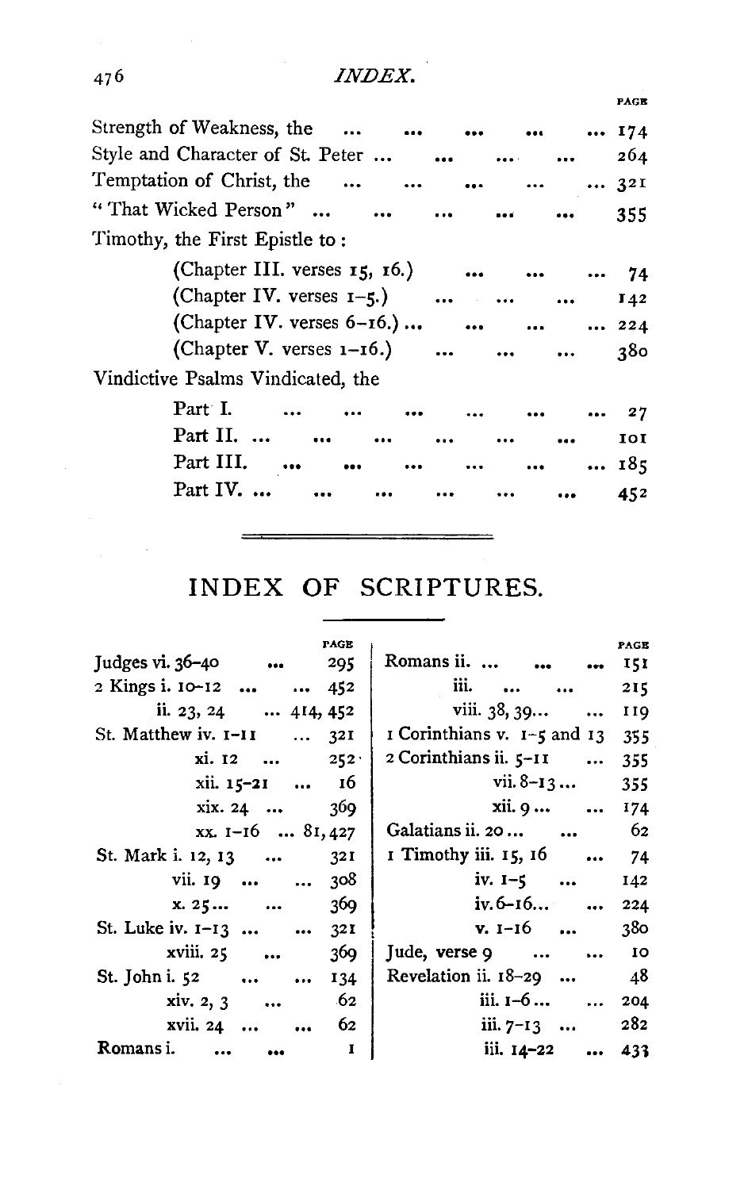| | PAGE |
|---|---|
| Strength of Weakness, the | 174 |
| Style and Character of St. Peter | 264 |
| Temptation of Christ, the | 321 |
| "That Wicked Person" | 355 |
| Timothy, the First Epistle to: | |
| (Chapter III. verses 15, 16.) | 74 |
| (Chapter IV. verses 1–5.) | 142 |
| (Chapter IV. verses 6–16.) | 224 |
| (Chapter V. verses 1–16.) | 380 |
| Vindictive Psalms Vindicated, the | |
| Part I. | 27 |
| Part II. | 101 |
| Part III. | 185 |
| Part IV. | 452 |

## INDEX OF SCRIPTURES.

| | PAGE |
|---|---|
| Judges vi. 36–40 | 295 |
| 2 Kings i. 10–12 | 452 |
| ii. 23, 24 | 414, 452 |
| St. Matthew iv. 1–11 | 321 |
| xi. 12 | 252 |
| xii. 15–21 | 16 |
| xix. 24 | 369 |
| xx. 1–16 | 81, 427 |
| St. Mark i. 12, 13 | 321 |
| vii. 19 | 308 |
| x. 25 | 369 |
| St. Luke iv. 1–13 | 321 |
| xviii. 25 | 369 |
| St. John i. 52 | 134 |
| xiv. 2, 3 | 62 |
| xvii. 24 | 62 |
| Romans i. | 1 |
| Romans ii. | 151 |
| iii. | 215 |
| viii. 38, 39 | 119 |
| 1 Corinthians v. 1–5 and 13 | 355 |
| 2 Corinthians ii. 5–11 | 355 |
| vii. 8–13 | 355 |
| xii. 9 | 174 |
| Galatians ii. 20 | 62 |
| 1 Timothy iii. 15, 16 | 74 |
| iv. 1–5 | 142 |
| iv. 6–16 | 224 |
| v. 1–16 | 380 |
| Jude, verse 9 | 10 |
| Revelation ii. 18–29 | 48 |
| iii. 1–6 | 204 |
| iii. 7–13 | 282 |
| iii. 14–22 | 433 |